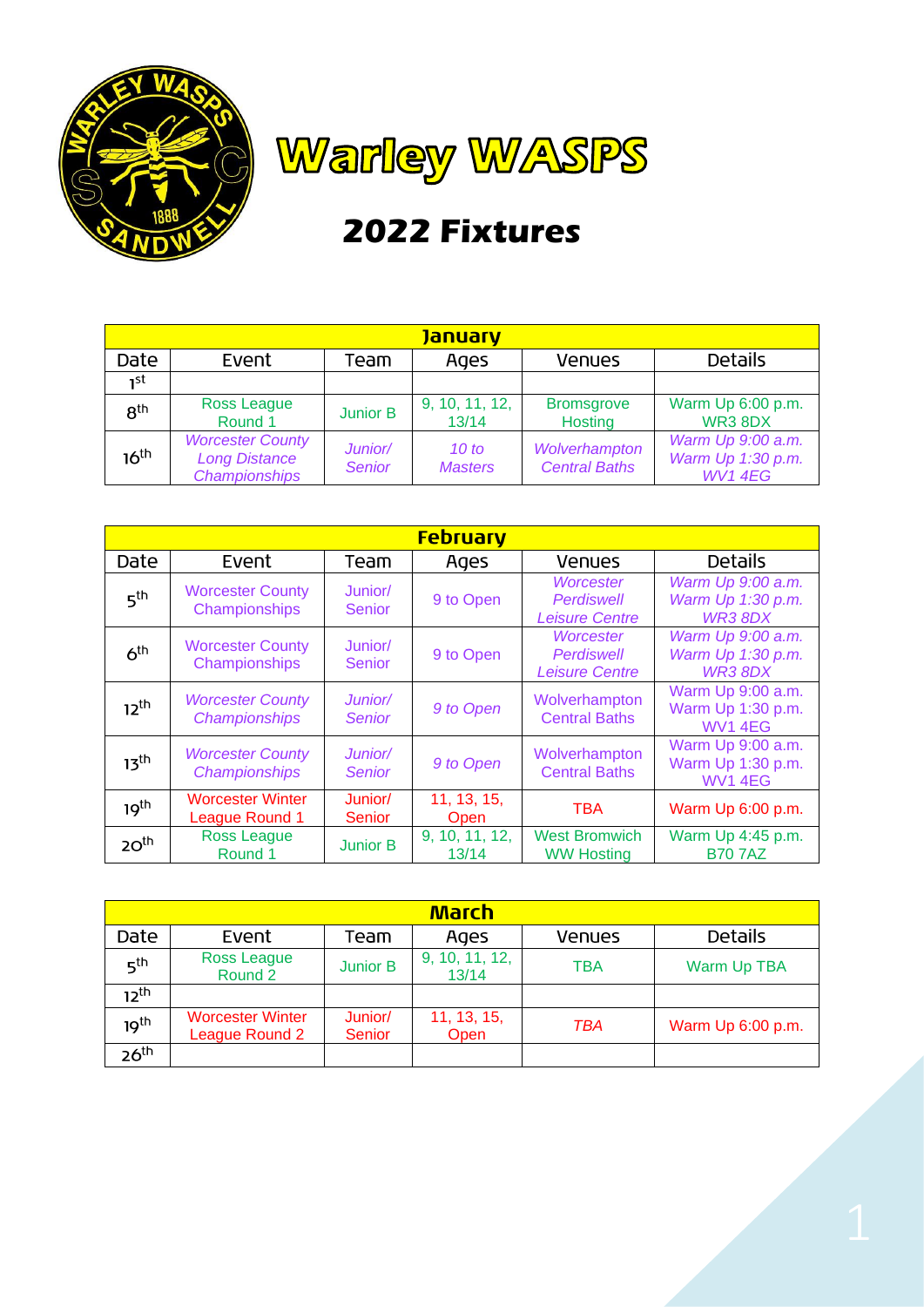# Warley WASPS

## 2022 Fixtures

| January | | | | | |
|---|---|---|---|---|---|
| Date | Event | Team | Ages | Venues | Details |
| 1st | | | | | |
| 8th | Ross League Round 1 | Junior B | 9, 10, 11, 12, 13/14 | Bromsgrove Hosting | Warm Up 6:00 p.m. WR3 8DX |
| 16th | *Worcester County Long Distance Championships* | *Junior/ Senior* | *10 to Masters* | *Wolverhampton Central Baths* | *Warm Up 9:00 a.m. Warm Up 1:30 p.m. WV1 4EG* |

| February | | | | | |
|---|---|---|---|---|---|
| Date | Event | Team | Ages | Venues | Details |
| 5th | Worcester County Championships | Junior/ Senior | 9 to Open | *Worcester Perdiswell Leisure Centre* | *Warm Up 9:00 a.m. Warm Up 1:30 p.m. WR3 8DX* |
| 6th | Worcester County Championships | Junior/ Senior | 9 to Open | *Worcester Perdiswell Leisure Centre* | *Warm Up 9:00 a.m. Warm Up 1:30 p.m. WR3 8DX* |
| 12th | *Worcester County Championships* | *Junior/ Senior* | *9 to Open* | Wolverhampton Central Baths | Warm Up 9:00 a.m. Warm Up 1:30 p.m. WV1 4EG |
| 13th | *Worcester County Championships* | *Junior/ Senior* | *9 to Open* | Wolverhampton Central Baths | Warm Up 9:00 a.m. Warm Up 1:30 p.m. WV1 4EG |
| 19th | Worcester Winter League Round 1 | Junior/ Senior | 11, 13, 15, Open | TBA | Warm Up 6:00 p.m. |
| 20th | Ross League Round 1 | Junior B | 9, 10, 11, 12, 13/14 | West Bromwich WW Hosting | Warm Up 4:45 p.m. B70 7AZ |

| March | | | | | |
|---|---|---|---|---|---|
| Date | Event | Team | Ages | Venues | Details |
| 5th | Ross League Round 2 | Junior B | 9, 10, 11, 12, 13/14 | TBA | Warm Up TBA |
| 12th | | | | | |
| 19th | Worcester Winter League Round 2 | Junior/ Senior | 11, 13, 15, Open | *TBA* | Warm Up 6:00 p.m. |
| 26th | | | | | |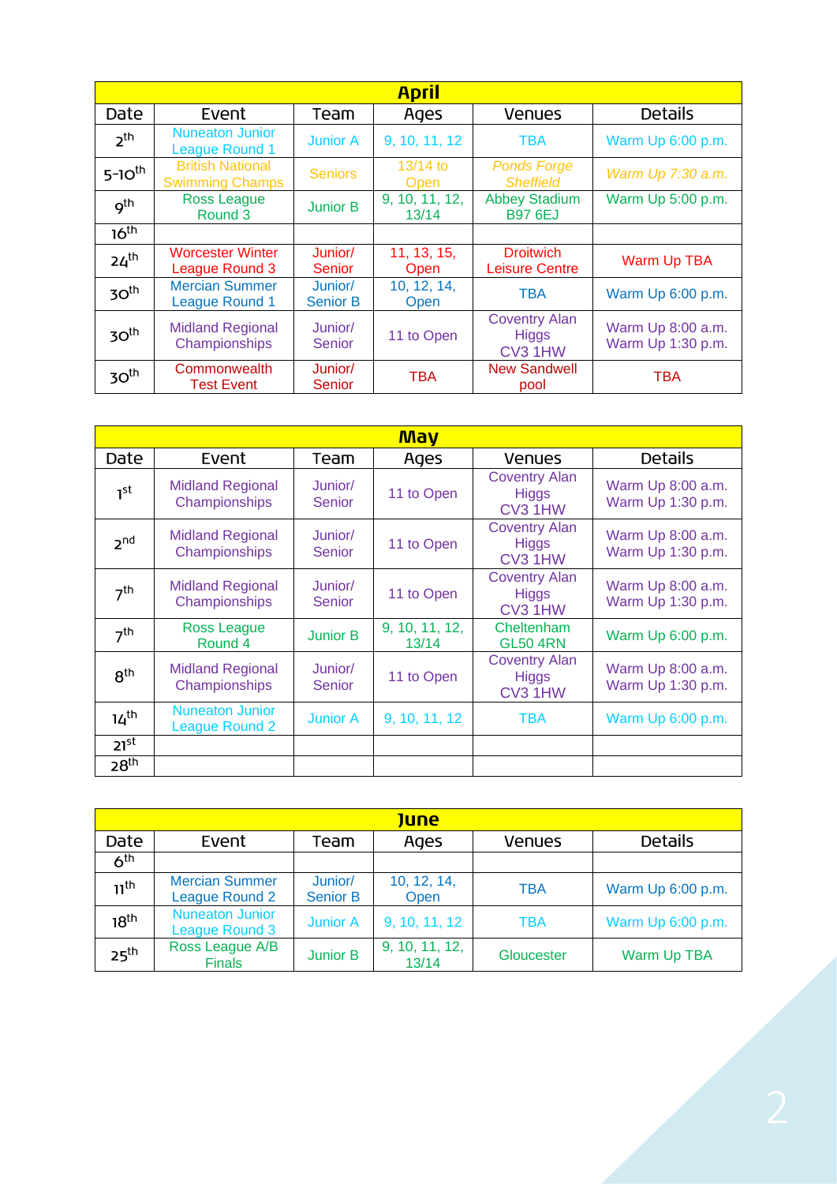| April | | | | | |
|---|---|---|---|---|---|
| Date | Event | Team | Ages | Venues | Details |
| 2th | Nuneaton Junior League Round 1 | Junior A | 9, 10, 11, 12 | TBA | Warm Up 6:00 p.m. |
| 5-10th | British National Swimming Champs | Seniors | 13/14 to Open | *Ponds Forge Sheffield* | *Warm Up 7:30 a.m.* |
| 9th | Ross League Round 3 | Junior B | 9, 10, 11, 12, 13/14 | Abbey Stadium B97 6EJ | Warm Up 5:00 p.m. |
| 16th | | | | | |
| 24th | Worcester Winter League Round 3 | Junior/ Senior | 11, 13, 15, Open | Droitwich Leisure Centre | Warm Up TBA |
| 30th | Mercian Summer League Round 1 | Junior/ Senior B | 10, 12, 14, Open | TBA | Warm Up 6:00 p.m. |
| 30th | Midland Regional Championships | Junior/ Senior | 11 to Open | Coventry Alan Higgs CV3 1HW | Warm Up 8:00 a.m. Warm Up 1:30 p.m. |
| 30th | Commonwealth Test Event | Junior/ Senior | TBA | New Sandwell pool | TBA |

| May | | | | | |
|---|---|---|---|---|---|
| Date | Event | Team | Ages | Venues | Details |
| 1st | Midland Regional Championships | Junior/ Senior | 11 to Open | Coventry Alan Higgs CV3 1HW | Warm Up 8:00 a.m. Warm Up 1:30 p.m. |
| 2nd | Midland Regional Championships | Junior/ Senior | 11 to Open | Coventry Alan Higgs CV3 1HW | Warm Up 8:00 a.m. Warm Up 1:30 p.m. |
| 7th | Midland Regional Championships | Junior/ Senior | 11 to Open | Coventry Alan Higgs CV3 1HW | Warm Up 8:00 a.m. Warm Up 1:30 p.m. |
| 7th | Ross League Round 4 | Junior B | 9, 10, 11, 12, 13/14 | Cheltenham GL50 4RN | Warm Up 6:00 p.m. |
| 8th | Midland Regional Championships | Junior/ Senior | 11 to Open | Coventry Alan Higgs CV3 1HW | Warm Up 8:00 a.m. Warm Up 1:30 p.m. |
| 14th | Nuneaton Junior League Round 2 | Junior A | 9, 10, 11, 12 | TBA | Warm Up 6:00 p.m. |
| 21st | | | | | |
| 28th | | | | | |

| June | | | | | |
|---|---|---|---|---|---|
| Date | Event | Team | Ages | Venues | Details |
| 6th | | | | | |
| 11th | Mercian Summer League Round 2 | Junior/ Senior B | 10, 12, 14, Open | TBA | Warm Up 6:00 p.m. |
| 18th | Nuneaton Junior League Round 3 | Junior A | 9, 10, 11, 12 | TBA | Warm Up 6:00 p.m. |
| 25th | Ross League A/B Finals | Junior B | 9, 10, 11, 12, 13/14 | Gloucester | Warm Up TBA |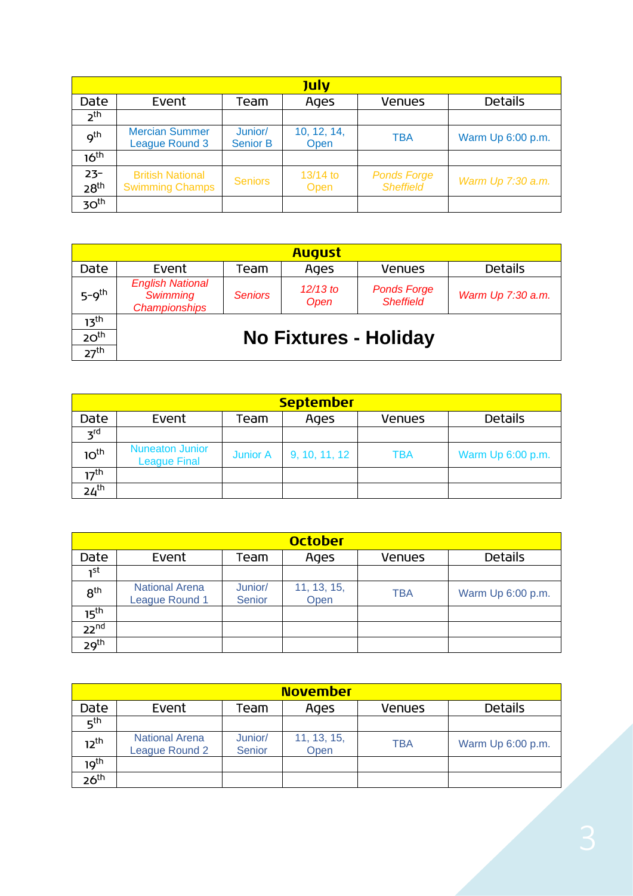| July | | | | | |
|---|---|---|---|---|---|
| Date | Event | Team | Ages | Venues | Details |
| 2th | | | | | |
| 9th | Mercian Summer League Round 3 | Junior/ Senior B | 10, 12, 14, Open | TBA | Warm Up 6:00 p.m. |
| 16th | | | | | |
| 23-28th | British National Swimming Champs | Seniors | 13/14 to Open | *Ponds Forge Sheffield* | *Warm Up 7:30 a.m.* |
| 30th | | | | | |

| August | | | | | |
|---|---|---|---|---|---|
| Date | Event | Team | Ages | Venues | Details |
| 5-9th | *English National Swimming Championships* | *Seniors* | *12/13 to Open* | *Ponds Forge Sheffield* | *Warm Up 7:30 a.m.* |
| 13th | **No Fixtures - Holiday** | | | | |
| 20th | | | | | |
| 27th | | | | | |

| September | | | | | |
|---|---|---|---|---|---|
| Date | Event | Team | Ages | Venues | Details |
| 3rd | | | | | |
| 10th | Nuneaton Junior League Final | Junior A | 9, 10, 11, 12 | TBA | Warm Up 6:00 p.m. |
| 17th | | | | | |
| 24th | | | | | |

| October | | | | | |
|---|---|---|---|---|---|
| Date | Event | Team | Ages | Venues | Details |
| 1st | | | | | |
| 8th | National Arena League Round 1 | Junior/ Senior | 11, 13, 15, Open | TBA | Warm Up 6:00 p.m. |
| 15th | | | | | |
| 22nd | | | | | |
| 29th | | | | | |

| November | | | | | |
|---|---|---|---|---|---|
| Date | Event | Team | Ages | Venues | Details |
| 5th | | | | | |
| 12th | National Arena League Round 2 | Junior/ Senior | 11, 13, 15, Open | TBA | Warm Up 6:00 p.m. |
| 19th | | | | | |
| 26th | | | | | |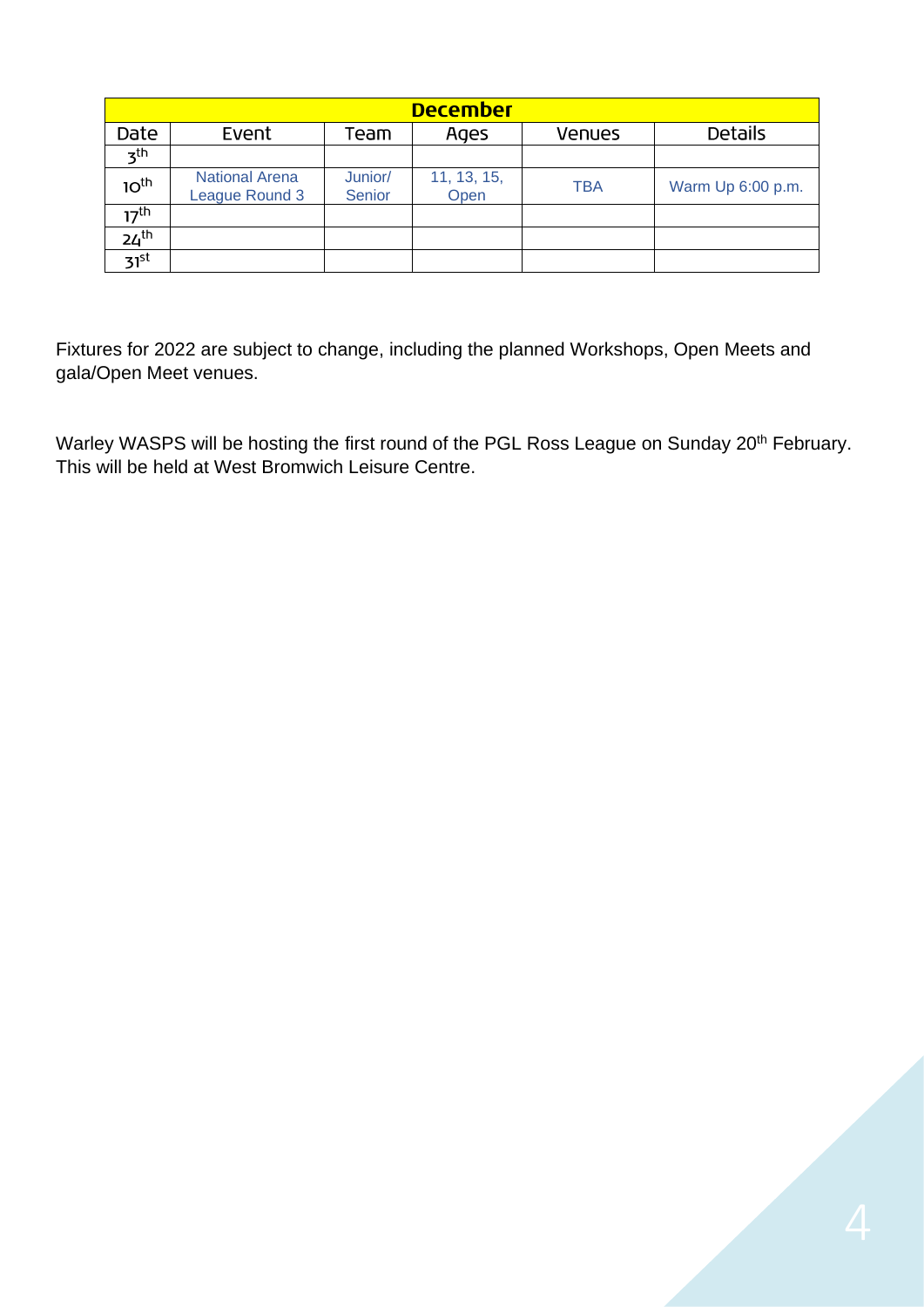| December | | | | | |
|---|---|---|---|---|---|
| Date | Event | Team | Ages | Venues | Details |
| 3th | | | | | |
| 10th | National Arena League Round 3 | Junior/ Senior | 11, 13, 15, Open | TBA | Warm Up 6:00 p.m. |
| 17th | | | | | |
| 24th | | | | | |
| 31st | | | | | |

Fixtures for 2022 are subject to change, including the planned Workshops, Open Meets and gala/Open Meet venues.

Warley WASPS will be hosting the first round of the PGL Ross League on Sunday 20th February. This will be held at West Bromwich Leisure Centre.